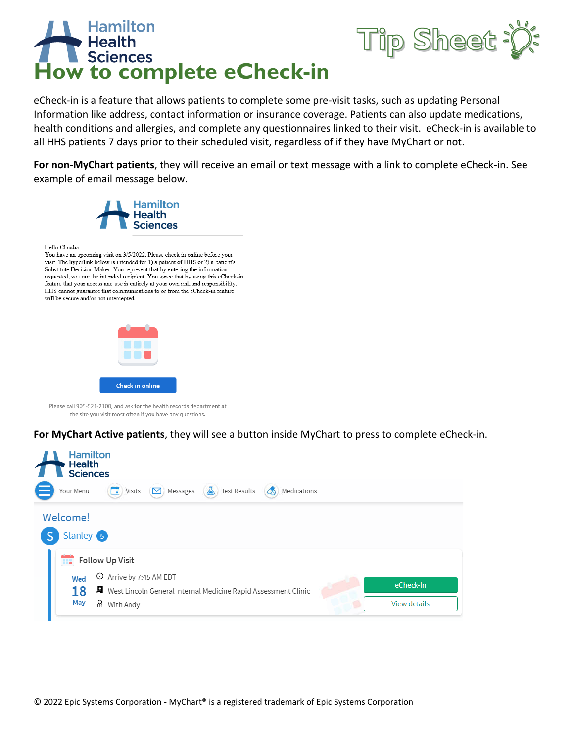Hamilton Health Sciences

Tip Sheet

# How to complete eCheck-in

eCheck-in is a feature that allows patients to complete some pre-visit tasks, such as updating Personal Information like address, contact information or insurance coverage. Patients can also update medications, health conditions and allergies, and complete any questionnaires linked to their visit. eCheck-in is available to all HHS patients 7 days prior to their scheduled visit, regardless of if they have MyChart or not.

**For non-MyChart patients**, they will receive an email or text message with a link to complete eCheck-in. See example of email message below.

Hamilton Health Sciences

Hello Claudia,
You have an upcoming visit on 3/5/2022. Please check in online before your visit. The hyperlink below is intended for 1) a patient of HHS or 2) a patient's Substitute Decision Maker. You represent that by entering the information requested, you are the intended recipient. You agree that by using this eCheck-in feature that your access and use is entirely at your own risk and responsibility. HHS cannot guarantee that communications to or from the eCheck-in feature will be secure and/or not intercepted.

Check in online

Please call 905-521-2100, and ask for the health records department at the site you visit most often if you have any questions.

**For MyChart Active patients**, they will see a button inside MyChart to press to complete eCheck-in.

Hamilton Health Sciences

Your Menu | Visits | Messages | Test Results | Medications

Welcome!

S Stanley 5

Follow Up Visit

Wed 18 May

Arrive by 7:45 AM EDT

West Lincoln General Internal Medicine Rapid Assessment Clinic

With Andy

eCheck-In

View details

© 2022 Epic Systems Corporation - MyChart® is a registered trademark of Epic Systems Corporation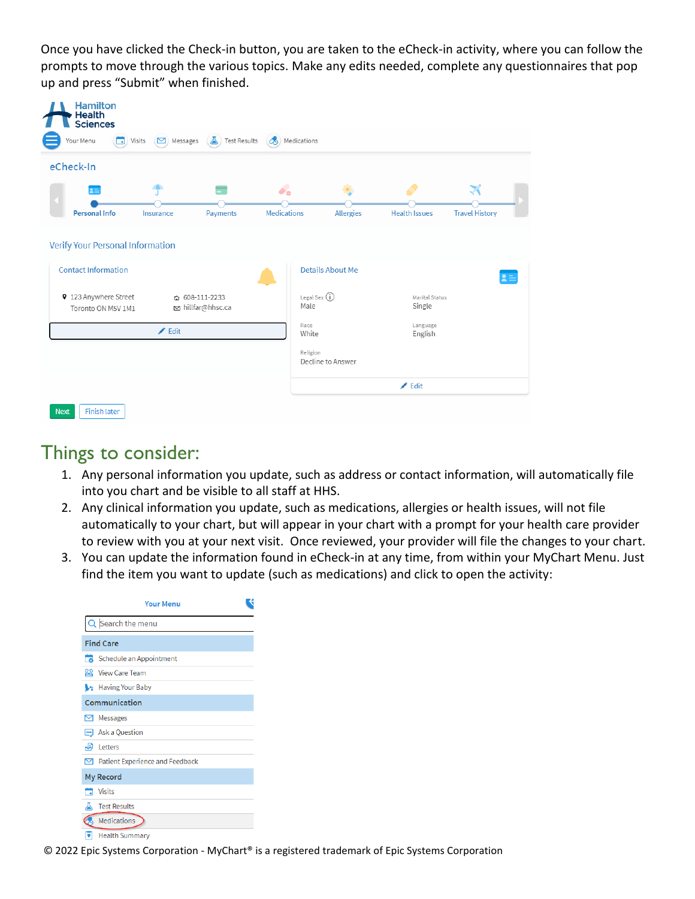Once you have clicked the Check-in button, you are taken to the eCheck-in activity, where you can follow the prompts to move through the various topics. Make any edits needed, complete any questionnaires that pop up and press "Submit" when finished.

Hamilton Health Sciences

Your Menu | Visits | Messages | Test Results | Medications

eCheck-In

Personal Info | Insurance | Payments | Medications | Allergies | Health Issues | Travel History

Verify Your Personal Information

Contact Information

123 Anywhere Street
Toronto ON M5V 1M1

608-111-2233
hillfar@hhsc.ca

Edit

Details About Me

Legal Sex
Male

Marital Status
Single

Race
White

Language
English

Religion
Decline to Answer

Edit

Next | Finish later

## Things to consider:

1. Any personal information you update, such as address or contact information, will automatically file into you chart and be visible to all staff at HHS.
2. Any clinical information you update, such as medications, allergies or health issues, will not file automatically to your chart, but will appear in your chart with a prompt for your health care provider to review with you at your next visit. Once reviewed, your provider will file the changes to your chart.
3. You can update the information found in eCheck-in at any time, from within your MyChart Menu. Just find the item you want to update (such as medications) and click to open the activity:

Your Menu

Search the menu

**Find Care**

- Schedule an Appointment
- View Care Team
- Having Your Baby

**Communication**

- Messages
- Ask a Question
- Letters
- Patient Experience and Feedback

**My Record**

- Visits
- Test Results
- Medications
- Health Summary

© 2022 Epic Systems Corporation - MyChart® is a registered trademark of Epic Systems Corporation